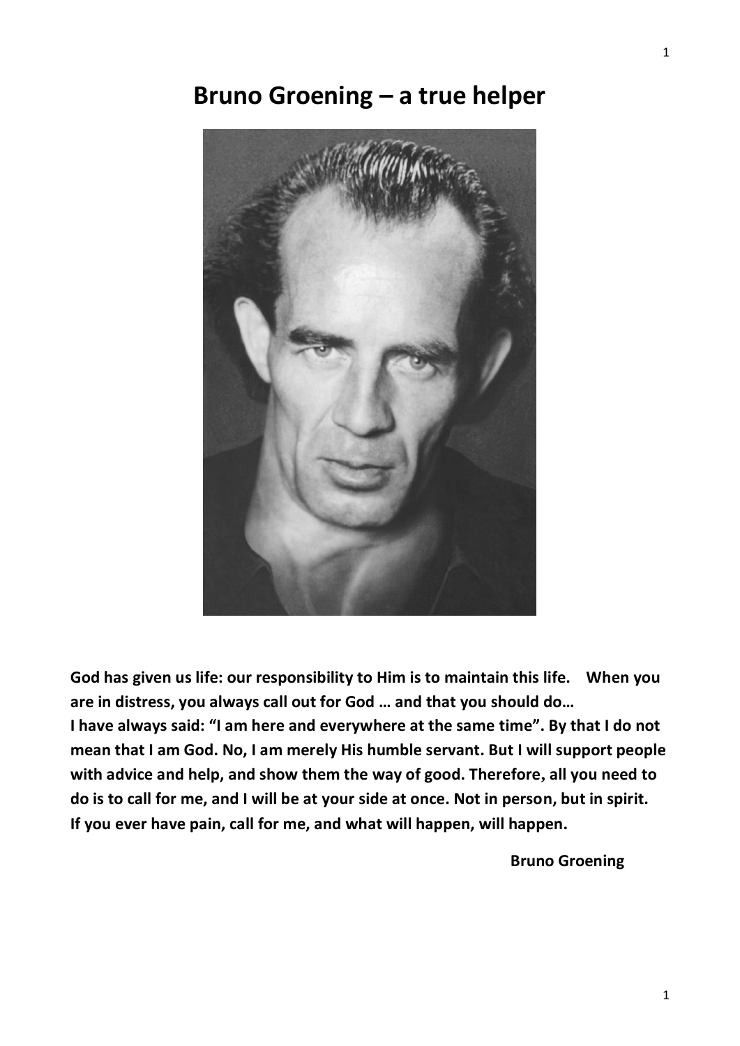# Bruno Groening – a true helper

**God has given us life: our responsibility to Him is to maintain this life. When you are in distress, you always call out for God … and that you should do…
I have always said: "I am here and everywhere at the same time". By that I do not mean that I am God. No, I am merely His humble servant. But I will support people with advice and help, and show them the way of good. Therefore, all you need to do is to call for me, and I will be at your side at once. Not in person, but in spirit.
If you ever have pain, call for me, and what will happen, will happen.**

**Bruno Groening**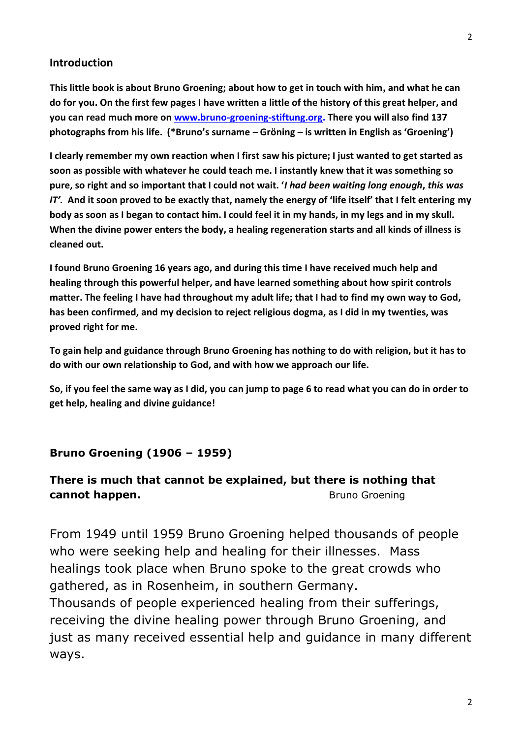## Introduction

**This little book is about Bruno Groening; about how to get in touch with him, and what he can do for you. On the first few pages I have written a little of the history of this great helper, and you can read much more on [www.bruno-groening-stiftung.org](http://www.bruno-groening-stiftung.org). There you will also find 137 photographs from his life. (*Bruno's surname – Gröning – is written in English as 'Groening')**

**I clearly remember my own reaction when I first saw his picture; I just wanted to get started as soon as possible with whatever he could teach me. I instantly knew that it was something so pure, so right and so important that I could not wait. '*I had been waiting long enough*, *this was IT'.* And it soon proved to be exactly that, namely the energy of 'life itself' that I felt entering my body as soon as I began to contact him. I could feel it in my hands, in my legs and in my skull. When the divine power enters the body, a healing regeneration starts and all kinds of illness is cleaned out.**

**I found Bruno Groening 16 years ago, and during this time I have received much help and healing through this powerful helper, and have learned something about how spirit controls matter. The feeling I have had throughout my adult life; that I had to find my own way to God, has been confirmed, and my decision to reject religious dogma, as I did in my twenties, was proved right for me.**

**To gain help and guidance through Bruno Groening has nothing to do with religion, but it has to do with our own relationship to God, and with how we approach our life.**

**So, if you feel the same way as I did, you can jump to page 6 to read what you can do in order to get help, healing and divine guidance!**

## Bruno Groening (1906 – 1959)

**There is much that cannot be explained, but there is nothing that cannot happen.** Bruno Groening

From 1949 until 1959 Bruno Groening helped thousands of people who were seeking help and healing for their illnesses. Mass healings took place when Bruno spoke to the great crowds who gathered, as in Rosenheim, in southern Germany.
Thousands of people experienced healing from their sufferings, receiving the divine healing power through Bruno Groening, and just as many received essential help and guidance in many different ways.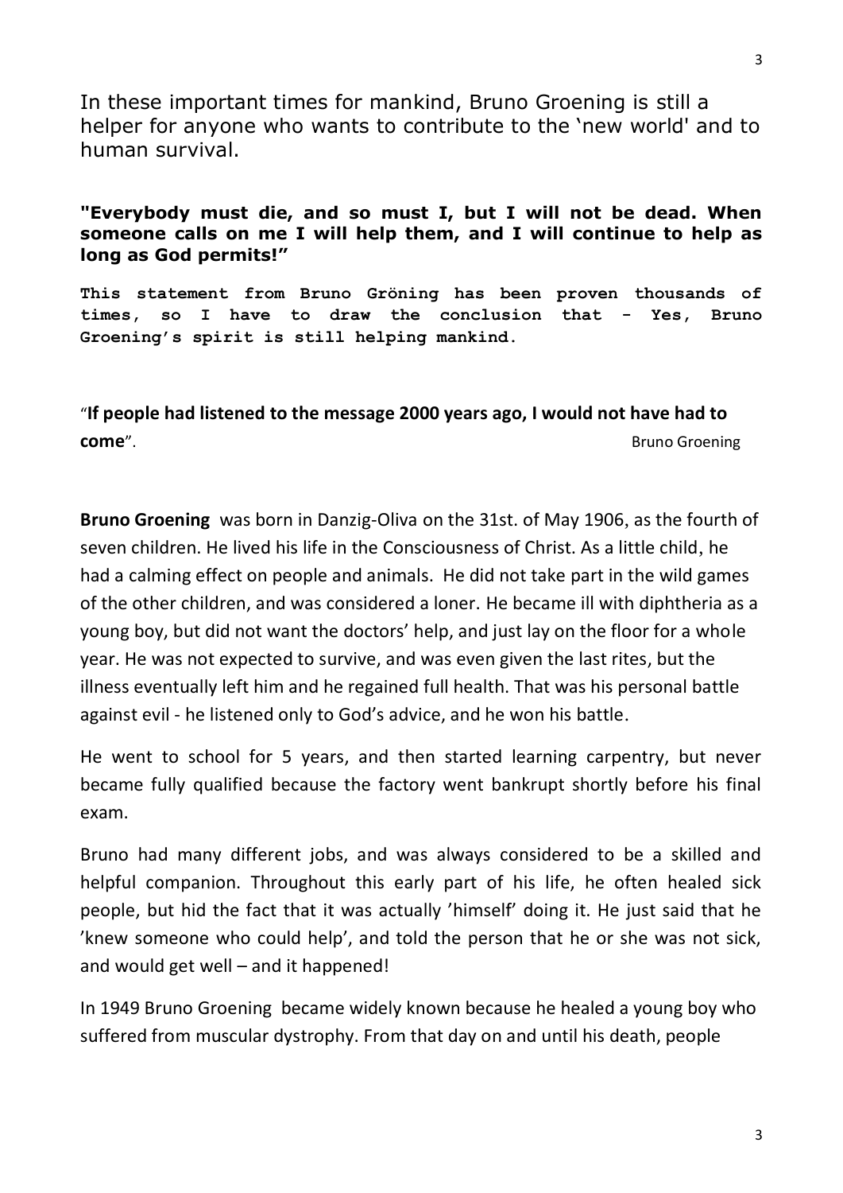In these important times for mankind, Bruno Groening is still a helper for anyone who wants to contribute to the 'new world' and to human survival.

**"Everybody must die, and so must I, but I will not be dead. When someone calls on me I will help them, and I will continue to help as long as God permits!"**

**This statement from Bruno Gröning has been proven thousands of times, so I have to draw the conclusion that - Yes, Bruno Groening's spirit is still helping mankind.**

"**If people had listened to the message 2000 years ago, I would not have had to come**". Bruno Groening

**Bruno Groening** was born in Danzig-Oliva on the 31st. of May 1906, as the fourth of seven children. He lived his life in the Consciousness of Christ. As a little child, he had a calming effect on people and animals. He did not take part in the wild games of the other children, and was considered a loner. He became ill with diphtheria as a young boy, but did not want the doctors' help, and just lay on the floor for a whole year. He was not expected to survive, and was even given the last rites, but the illness eventually left him and he regained full health. That was his personal battle against evil - he listened only to God's advice, and he won his battle.

He went to school for 5 years, and then started learning carpentry, but never became fully qualified because the factory went bankrupt shortly before his final exam.

Bruno had many different jobs, and was always considered to be a skilled and helpful companion. Throughout this early part of his life, he often healed sick people, but hid the fact that it was actually 'himself' doing it. He just said that he 'knew someone who could help', and told the person that he or she was not sick, and would get well – and it happened!

In 1949 Bruno Groening became widely known because he healed a young boy who suffered from muscular dystrophy. From that day on and until his death, people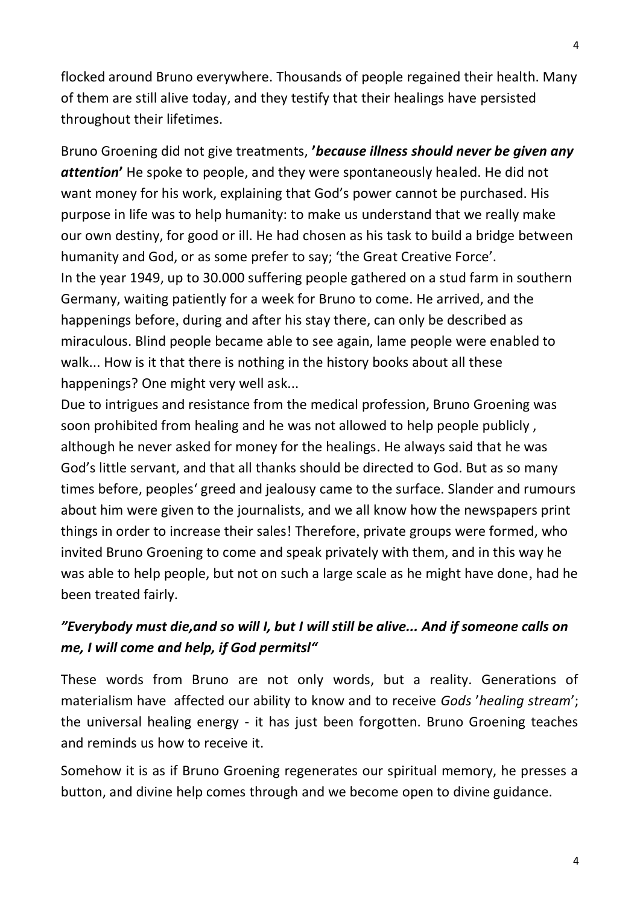flocked around Bruno everywhere. Thousands of people regained their health. Many of them are still alive today, and they testify that their healings have persisted throughout their lifetimes.

Bruno Groening did not give treatments, **'*because illness should never be given any attention*'** He spoke to people, and they were spontaneously healed. He did not want money for his work, explaining that God's power cannot be purchased. His purpose in life was to help humanity: to make us understand that we really make our own destiny, for good or ill. He had chosen as his task to build a bridge between humanity and God, or as some prefer to say; 'the Great Creative Force'.
In the year 1949, up to 30.000 suffering people gathered on a stud farm in southern Germany, waiting patiently for a week for Bruno to come. He arrived, and the happenings before, during and after his stay there, can only be described as miraculous. Blind people became able to see again, lame people were enabled to walk... How is it that there is nothing in the history books about all these happenings? One might very well ask...
Due to intrigues and resistance from the medical profession, Bruno Groening was soon prohibited from healing and he was not allowed to help people publicly , although he never asked for money for the healings. He always said that he was God's little servant, and that all thanks should be directed to God. But as so many times before, peoples' greed and jealousy came to the surface. Slander and rumours about him were given to the journalists, and we all know how the newspapers print things in order to increase their sales! Therefore, private groups were formed, who invited Bruno Groening to come and speak privately with them, and in this way he was able to help people, but not on such a large scale as he might have done, had he been treated fairly.

***"Everybody must die,and so will I, but I will still be alive... And if someone calls on me, I will come and help, if God permitsl"***

These words from Bruno are not only words, but a reality. Generations of materialism have affected our ability to know and to receive *Gods* '*healing stream*'; the universal healing energy - it has just been forgotten. Bruno Groening teaches and reminds us how to receive it.

Somehow it is as if Bruno Groening regenerates our spiritual memory, he presses a button, and divine help comes through and we become open to divine guidance.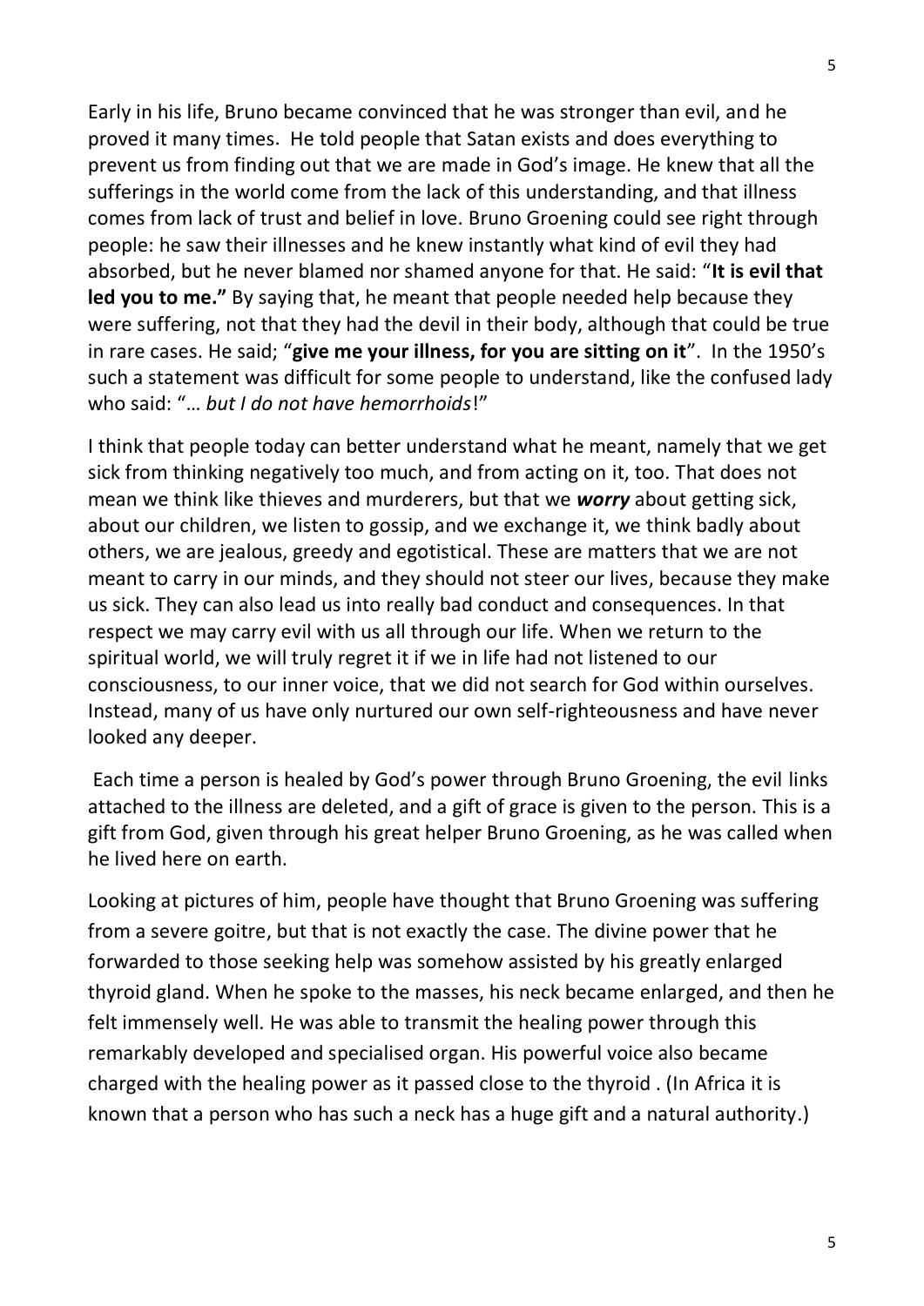Early in his life, Bruno became convinced that he was stronger than evil, and he proved it many times. He told people that Satan exists and does everything to prevent us from finding out that we are made in God's image. He knew that all the sufferings in the world come from the lack of this understanding, and that illness comes from lack of trust and belief in love. Bruno Groening could see right through people: he saw their illnesses and he knew instantly what kind of evil they had absorbed, but he never blamed nor shamed anyone for that. He said: "**It is evil that led you to me.**" By saying that, he meant that people needed help because they were suffering, not that they had the devil in their body, although that could be true in rare cases. He said; "**give me your illness, for you are sitting on it**". In the 1950's such a statement was difficult for some people to understand, like the confused lady who said: "*… but I do not have hemorrhoids*!"

I think that people today can better understand what he meant, namely that we get sick from thinking negatively too much, and from acting on it, too. That does not mean we think like thieves and murderers, but that we ***worry*** about getting sick, about our children, we listen to gossip, and we exchange it, we think badly about others, we are jealous, greedy and egotistical. These are matters that we are not meant to carry in our minds, and they should not steer our lives, because they make us sick. They can also lead us into really bad conduct and consequences. In that respect we may carry evil with us all through our life. When we return to the spiritual world, we will truly regret it if we in life had not listened to our consciousness, to our inner voice, that we did not search for God within ourselves. Instead, many of us have only nurtured our own self-righteousness and have never looked any deeper.

Each time a person is healed by God's power through Bruno Groening, the evil links attached to the illness are deleted, and a gift of grace is given to the person. This is a gift from God, given through his great helper Bruno Groening, as he was called when he lived here on earth.

Looking at pictures of him, people have thought that Bruno Groening was suffering from a severe goitre, but that is not exactly the case. The divine power that he forwarded to those seeking help was somehow assisted by his greatly enlarged thyroid gland. When he spoke to the masses, his neck became enlarged, and then he felt immensely well. He was able to transmit the healing power through this remarkably developed and specialised organ. His powerful voice also became charged with the healing power as it passed close to the thyroid . (In Africa it is known that a person who has such a neck has a huge gift and a natural authority.)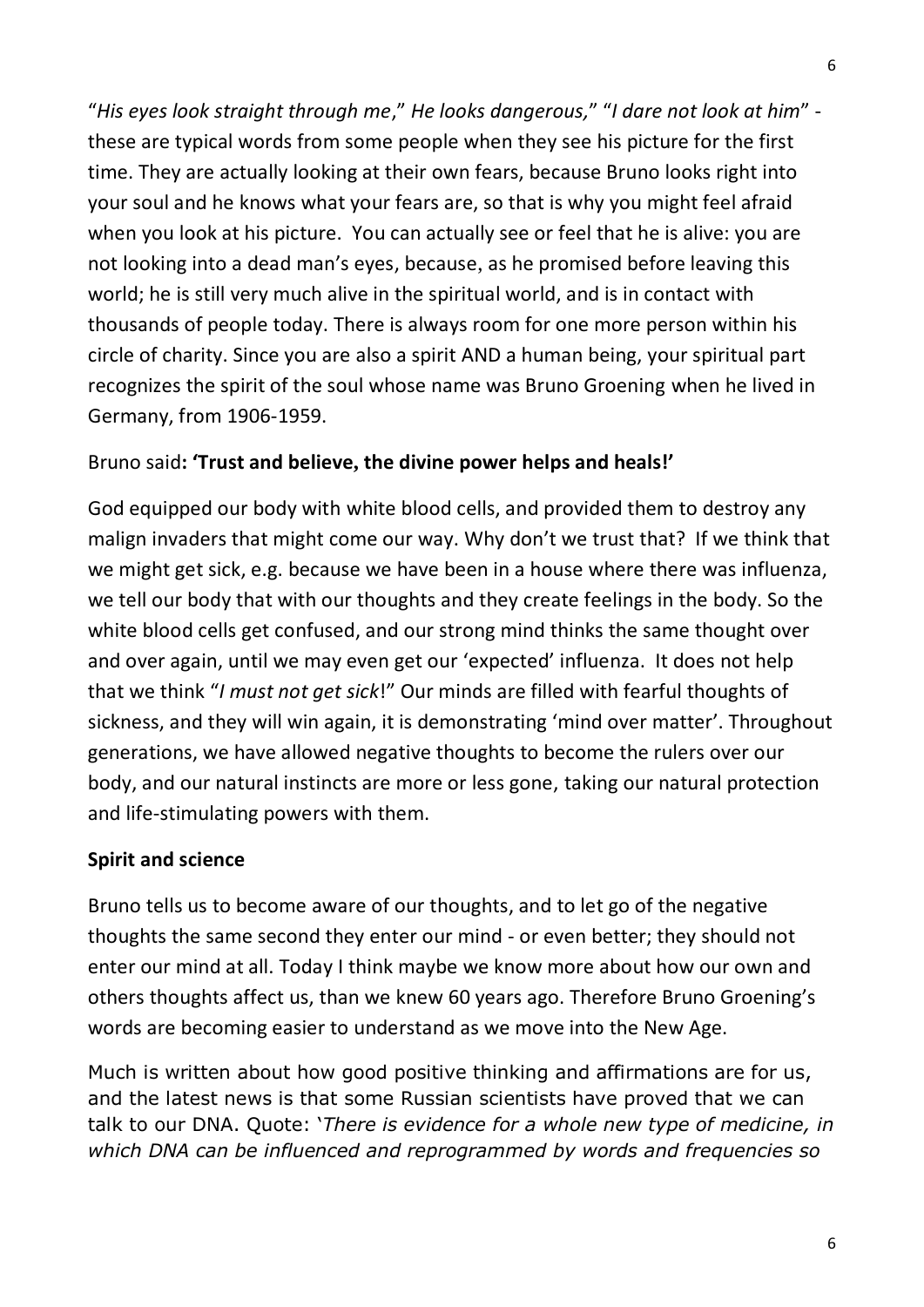"*His eyes look straight through me*," *He looks dangerous,*" "*I dare not look at him*" - these are typical words from some people when they see his picture for the first time. They are actually looking at their own fears, because Bruno looks right into your soul and he knows what your fears are, so that is why you might feel afraid when you look at his picture. You can actually see or feel that he is alive: you are not looking into a dead man's eyes, because, as he promised before leaving this world; he is still very much alive in the spiritual world, and is in contact with thousands of people today. There is always room for one more person within his circle of charity. Since you are also a spirit AND a human being, your spiritual part recognizes the spirit of the soul whose name was Bruno Groening when he lived in Germany, from 1906-1959.

Bruno said**: 'Trust and believe, the divine power helps and heals!'**

God equipped our body with white blood cells, and provided them to destroy any malign invaders that might come our way. Why don't we trust that? If we think that we might get sick, e.g. because we have been in a house where there was influenza, we tell our body that with our thoughts and they create feelings in the body. So the white blood cells get confused, and our strong mind thinks the same thought over and over again, until we may even get our 'expected' influenza. It does not help that we think "*I must not get sick*!" Our minds are filled with fearful thoughts of sickness, and they will win again, it is demonstrating 'mind over matter'. Throughout generations, we have allowed negative thoughts to become the rulers over our body, and our natural instincts are more or less gone, taking our natural protection and life-stimulating powers with them.

**Spirit and science**

Bruno tells us to become aware of our thoughts, and to let go of the negative thoughts the same second they enter our mind - or even better; they should not enter our mind at all. Today I think maybe we know more about how our own and others thoughts affect us, than we knew 60 years ago. Therefore Bruno Groening's words are becoming easier to understand as we move into the New Age.

Much is written about how good positive thinking and affirmations are for us, and the latest news is that some Russian scientists have proved that we can talk to our DNA. Quote: '*There is evidence for a whole new type of medicine, in which DNA can be influenced and reprogrammed by words and frequencies so*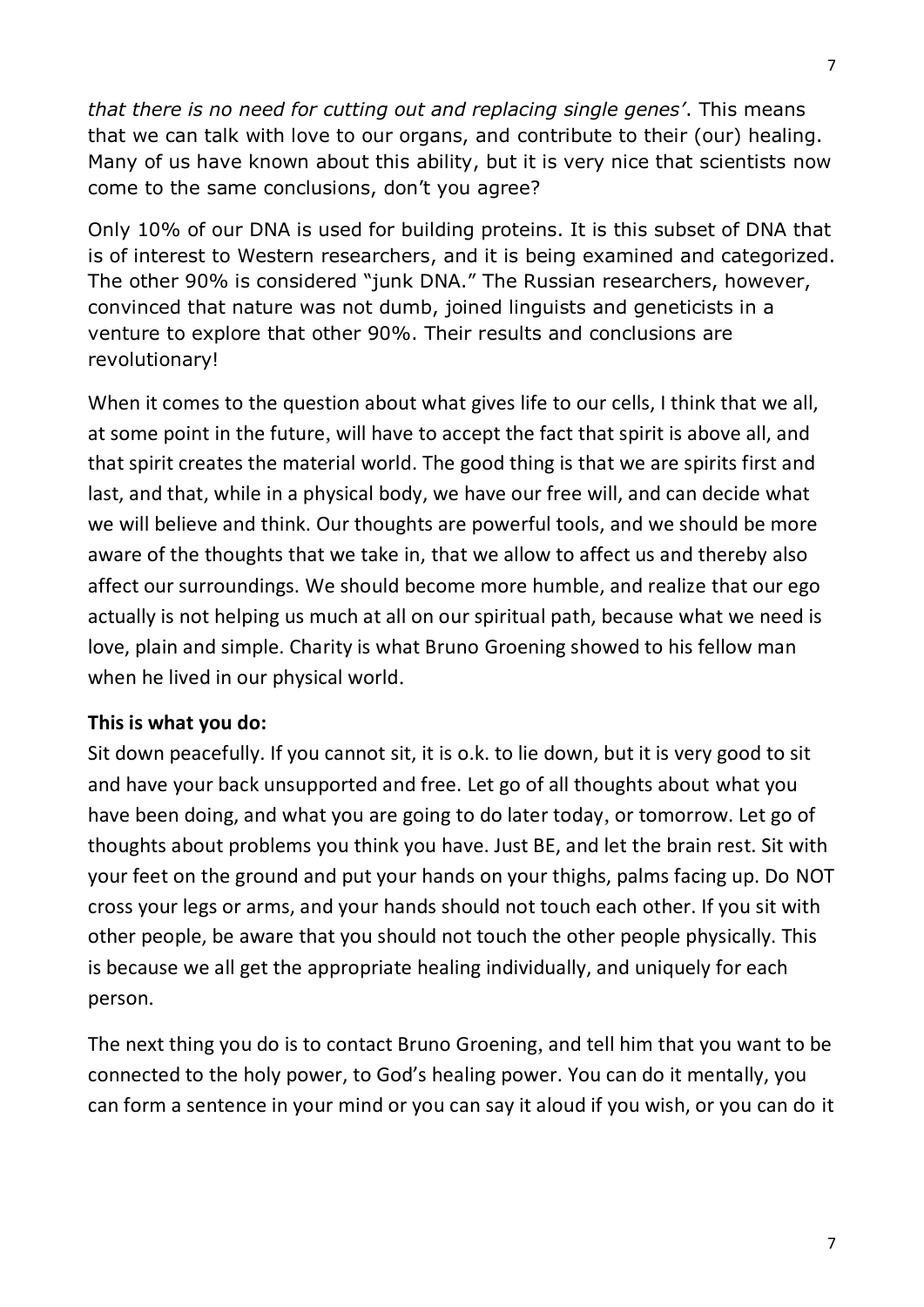*that there is no need for cutting out and replacing single genes'*. This means that we can talk with love to our organs, and contribute to their (our) healing. Many of us have known about this ability, but it is very nice that scientists now come to the same conclusions, don't you agree?

Only 10% of our DNA is used for building proteins. It is this subset of DNA that is of interest to Western researchers, and it is being examined and categorized. The other 90% is considered "junk DNA." The Russian researchers, however, convinced that nature was not dumb, joined linguists and geneticists in a venture to explore that other 90%. Their results and conclusions are revolutionary!

When it comes to the question about what gives life to our cells, I think that we all, at some point in the future, will have to accept the fact that spirit is above all, and that spirit creates the material world. The good thing is that we are spirits first and last, and that, while in a physical body, we have our free will, and can decide what we will believe and think. Our thoughts are powerful tools, and we should be more aware of the thoughts that we take in, that we allow to affect us and thereby also affect our surroundings. We should become more humble, and realize that our ego actually is not helping us much at all on our spiritual path, because what we need is love, plain and simple. Charity is what Bruno Groening showed to his fellow man when he lived in our physical world.

**This is what you do:**

Sit down peacefully. If you cannot sit, it is o.k. to lie down, but it is very good to sit and have your back unsupported and free. Let go of all thoughts about what you have been doing, and what you are going to do later today, or tomorrow. Let go of thoughts about problems you think you have. Just BE, and let the brain rest. Sit with your feet on the ground and put your hands on your thighs, palms facing up. Do NOT cross your legs or arms, and your hands should not touch each other. If you sit with other people, be aware that you should not touch the other people physically. This is because we all get the appropriate healing individually, and uniquely for each person.

The next thing you do is to contact Bruno Groening, and tell him that you want to be connected to the holy power, to God's healing power. You can do it mentally, you can form a sentence in your mind or you can say it aloud if you wish, or you can do it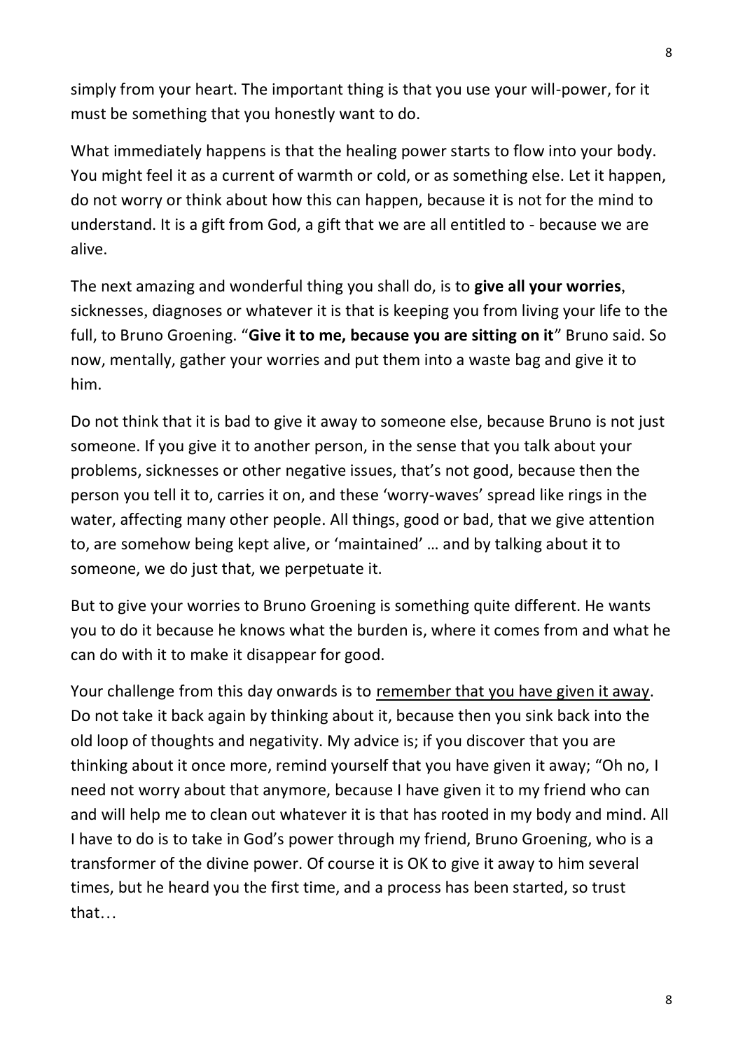simply from your heart. The important thing is that you use your will-power, for it must be something that you honestly want to do.

What immediately happens is that the healing power starts to flow into your body. You might feel it as a current of warmth or cold, or as something else. Let it happen, do not worry or think about how this can happen, because it is not for the mind to understand. It is a gift from God, a gift that we are all entitled to - because we are alive.

The next amazing and wonderful thing you shall do, is to **give all your worries**, sicknesses, diagnoses or whatever it is that is keeping you from living your life to the full, to Bruno Groening. "**Give it to me, because you are sitting on it**" Bruno said. So now, mentally, gather your worries and put them into a waste bag and give it to him.

Do not think that it is bad to give it away to someone else, because Bruno is not just someone. If you give it to another person, in the sense that you talk about your problems, sicknesses or other negative issues, that's not good, because then the person you tell it to, carries it on, and these 'worry-waves' spread like rings in the water, affecting many other people. All things, good or bad, that we give attention to, are somehow being kept alive, or 'maintained' … and by talking about it to someone, we do just that, we perpetuate it.

But to give your worries to Bruno Groening is something quite different. He wants you to do it because he knows what the burden is, where it comes from and what he can do with it to make it disappear for good.

Your challenge from this day onwards is to <u>remember that you have given it away</u>. Do not take it back again by thinking about it, because then you sink back into the old loop of thoughts and negativity. My advice is; if you discover that you are thinking about it once more, remind yourself that you have given it away; "Oh no, I need not worry about that anymore, because I have given it to my friend who can and will help me to clean out whatever it is that has rooted in my body and mind. All I have to do is to take in God's power through my friend, Bruno Groening, who is a transformer of the divine power. Of course it is OK to give it away to him several times, but he heard you the first time, and a process has been started, so trust that…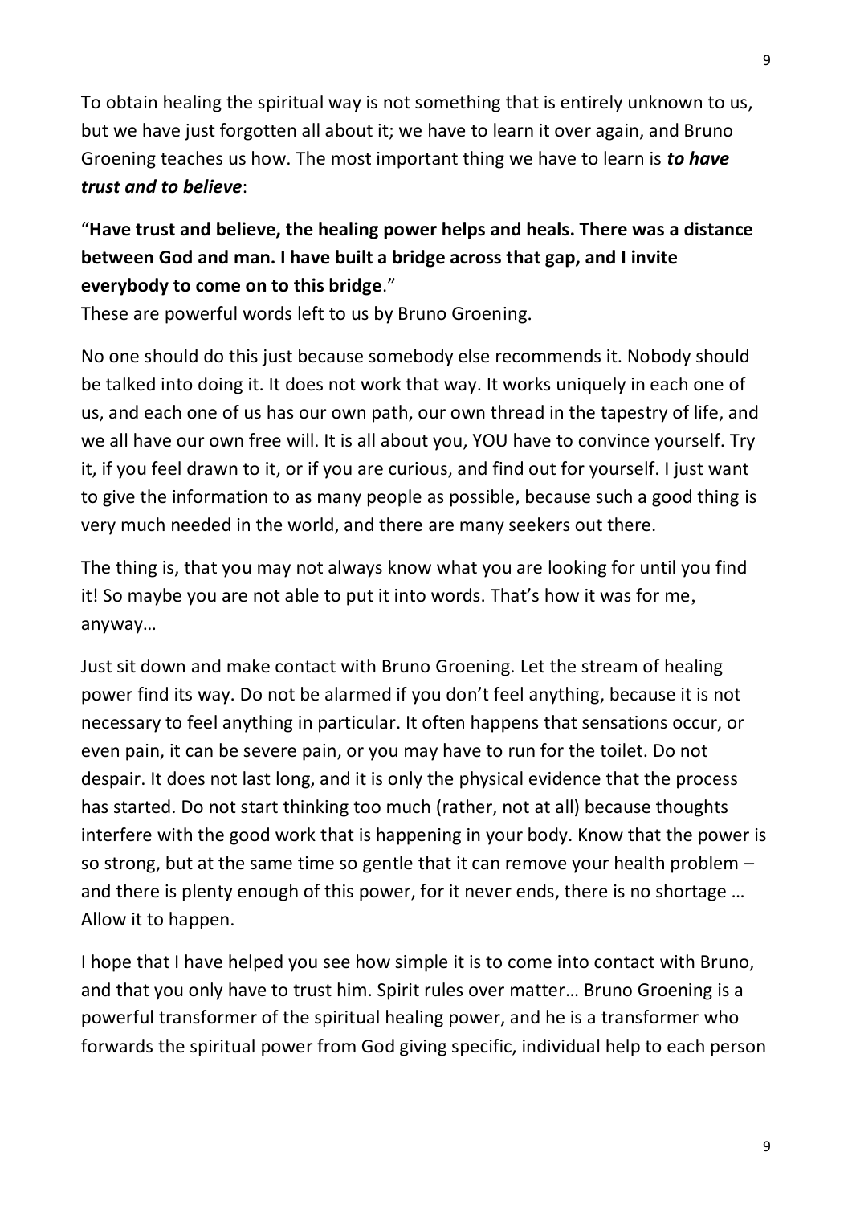To obtain healing the spiritual way is not something that is entirely unknown to us, but we have just forgotten all about it; we have to learn it over again, and Bruno Groening teaches us how. The most important thing we have to learn is ***to have trust and to believe***:

"**Have trust and believe, the healing power helps and heals. There was a distance between God and man. I have built a bridge across that gap, and I invite everybody to come on to this bridge**."
These are powerful words left to us by Bruno Groening.

No one should do this just because somebody else recommends it. Nobody should be talked into doing it. It does not work that way. It works uniquely in each one of us, and each one of us has our own path, our own thread in the tapestry of life, and we all have our own free will. It is all about you, YOU have to convince yourself. Try it, if you feel drawn to it, or if you are curious, and find out for yourself. I just want to give the information to as many people as possible, because such a good thing is very much needed in the world, and there are many seekers out there.

The thing is, that you may not always know what you are looking for until you find it! So maybe you are not able to put it into words. That's how it was for me, anyway…

Just sit down and make contact with Bruno Groening. Let the stream of healing power find its way. Do not be alarmed if you don't feel anything, because it is not necessary to feel anything in particular. It often happens that sensations occur, or even pain, it can be severe pain, or you may have to run for the toilet. Do not despair. It does not last long, and it is only the physical evidence that the process has started. Do not start thinking too much (rather, not at all) because thoughts interfere with the good work that is happening in your body. Know that the power is so strong, but at the same time so gentle that it can remove your health problem – and there is plenty enough of this power, for it never ends, there is no shortage … Allow it to happen.

I hope that I have helped you see how simple it is to come into contact with Bruno, and that you only have to trust him. Spirit rules over matter… Bruno Groening is a powerful transformer of the spiritual healing power, and he is a transformer who forwards the spiritual power from God giving specific, individual help to each person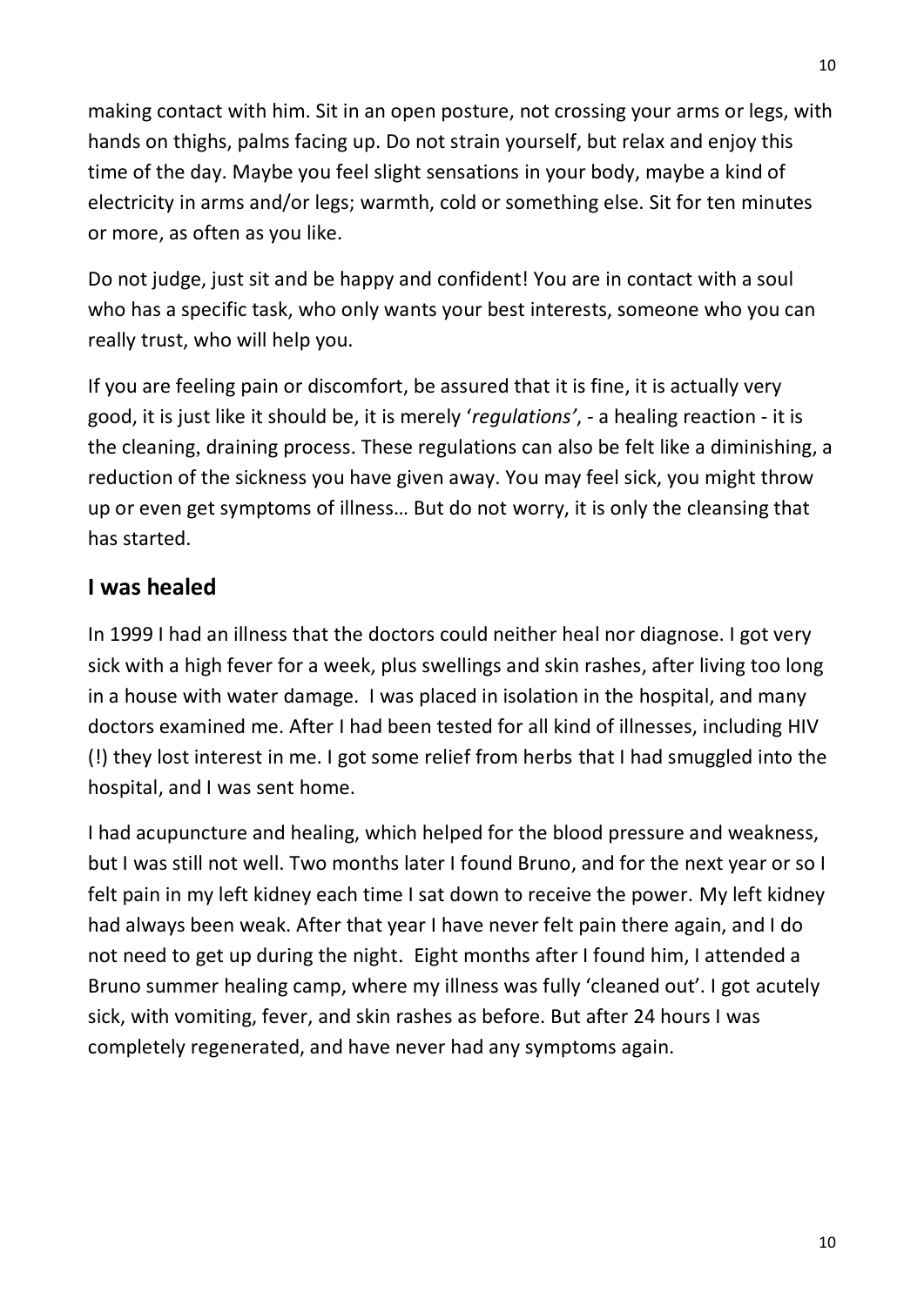making contact with him. Sit in an open posture, not crossing your arms or legs, with hands on thighs, palms facing up. Do not strain yourself, but relax and enjoy this time of the day. Maybe you feel slight sensations in your body, maybe a kind of electricity in arms and/or legs; warmth, cold or something else. Sit for ten minutes or more, as often as you like.

Do not judge, just sit and be happy and confident! You are in contact with a soul who has a specific task, who only wants your best interests, someone who you can really trust, who will help you.

If you are feeling pain or discomfort, be assured that it is fine, it is actually very good, it is just like it should be, it is merely '*regulations'*, - a healing reaction - it is the cleaning, draining process. These regulations can also be felt like a diminishing, a reduction of the sickness you have given away. You may feel sick, you might throw up or even get symptoms of illness… But do not worry, it is only the cleansing that has started.

## I was healed

In 1999 I had an illness that the doctors could neither heal nor diagnose. I got very sick with a high fever for a week, plus swellings and skin rashes, after living too long in a house with water damage. I was placed in isolation in the hospital, and many doctors examined me. After I had been tested for all kind of illnesses, including HIV (!) they lost interest in me. I got some relief from herbs that I had smuggled into the hospital, and I was sent home.

I had acupuncture and healing, which helped for the blood pressure and weakness, but I was still not well. Two months later I found Bruno, and for the next year or so I felt pain in my left kidney each time I sat down to receive the power. My left kidney had always been weak. After that year I have never felt pain there again, and I do not need to get up during the night. Eight months after I found him, I attended a Bruno summer healing camp, where my illness was fully 'cleaned out'. I got acutely sick, with vomiting, fever, and skin rashes as before. But after 24 hours I was completely regenerated, and have never had any symptoms again.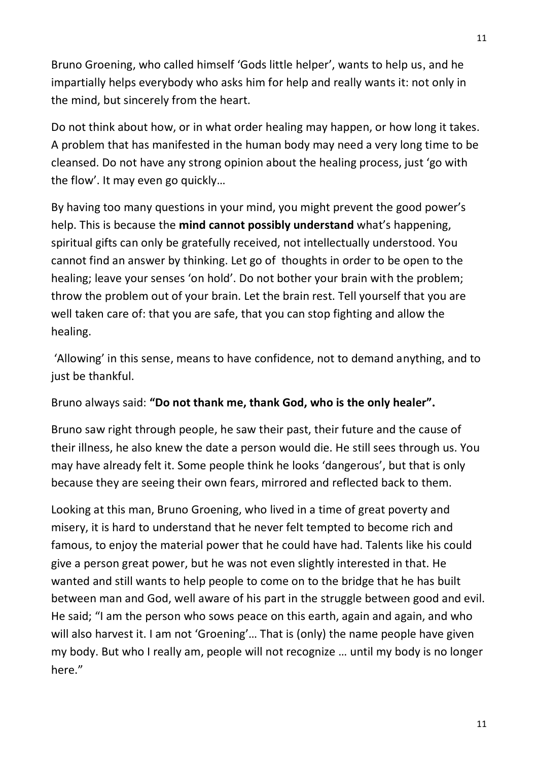Bruno Groening, who called himself 'Gods little helper', wants to help us, and he impartially helps everybody who asks him for help and really wants it: not only in the mind, but sincerely from the heart.

Do not think about how, or in what order healing may happen, or how long it takes. A problem that has manifested in the human body may need a very long time to be cleansed. Do not have any strong opinion about the healing process, just 'go with the flow'. It may even go quickly…

By having too many questions in your mind, you might prevent the good power's help. This is because the **mind cannot possibly understand** what's happening, spiritual gifts can only be gratefully received, not intellectually understood. You cannot find an answer by thinking. Let go of thoughts in order to be open to the healing; leave your senses 'on hold'. Do not bother your brain with the problem; throw the problem out of your brain. Let the brain rest. Tell yourself that you are well taken care of: that you are safe, that you can stop fighting and allow the healing.

'Allowing' in this sense, means to have confidence, not to demand anything, and to just be thankful.

Bruno always said: **"Do not thank me, thank God, who is the only healer".**

Bruno saw right through people, he saw their past, their future and the cause of their illness, he also knew the date a person would die. He still sees through us. You may have already felt it. Some people think he looks 'dangerous', but that is only because they are seeing their own fears, mirrored and reflected back to them.

Looking at this man, Bruno Groening, who lived in a time of great poverty and misery, it is hard to understand that he never felt tempted to become rich and famous, to enjoy the material power that he could have had. Talents like his could give a person great power, but he was not even slightly interested in that. He wanted and still wants to help people to come on to the bridge that he has built between man and God, well aware of his part in the struggle between good and evil. He said; "I am the person who sows peace on this earth, again and again, and who will also harvest it. I am not 'Groening'… That is (only) the name people have given my body. But who I really am, people will not recognize … until my body is no longer here."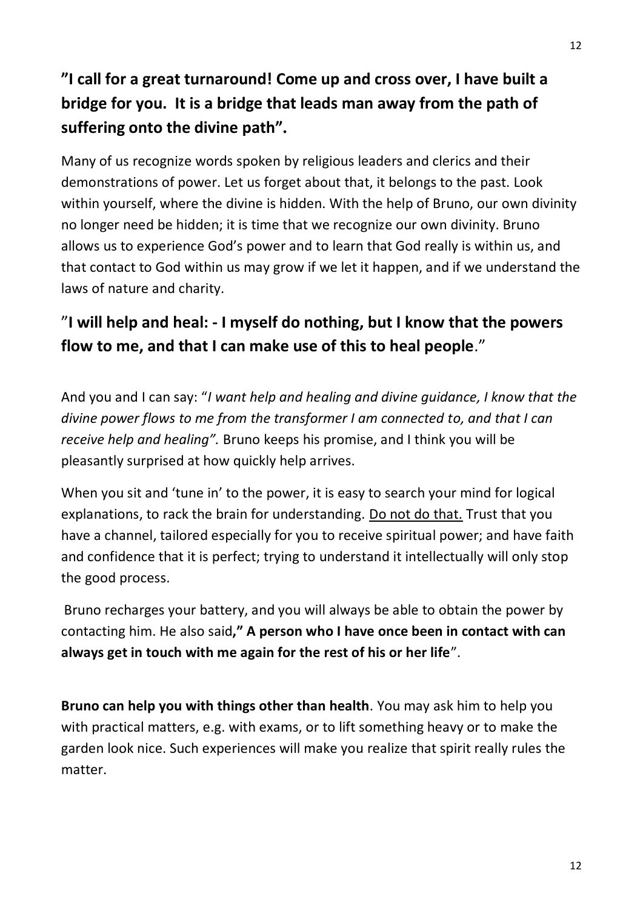**”I call for a great turnaround! Come up and cross over, I have built a bridge for you. It is a bridge that leads man away from the path of suffering onto the divine path”.**

Many of us recognize words spoken by religious leaders and clerics and their demonstrations of power. Let us forget about that, it belongs to the past. Look within yourself, where the divine is hidden. With the help of Bruno, our own divinity no longer need be hidden; it is time that we recognize our own divinity. Bruno allows us to experience God's power and to learn that God really is within us, and that contact to God within us may grow if we let it happen, and if we understand the laws of nature and charity.

”**I will help and heal: - I myself do nothing, but I know that the powers flow to me, and that I can make use of this to heal people**.”

And you and I can say: “*I want help and healing and divine guidance, I know that the divine power flows to me from the transformer I am connected to, and that I can receive help and healing”.* Bruno keeps his promise, and I think you will be pleasantly surprised at how quickly help arrives.

When you sit and ‘tune in’ to the power, it is easy to search your mind for logical explanations, to rack the brain for understanding. <u>Do not do that.</u> Trust that you have a channel, tailored especially for you to receive spiritual power; and have faith and confidence that it is perfect; trying to understand it intellectually will only stop the good process.

Bruno recharges your battery, and you will always be able to obtain the power by contacting him. He also said**,” A person who I have once been in contact with can always get in touch with me again for the rest of his or her life**”.

**Bruno can help you with things other than health**. You may ask him to help you with practical matters, e.g. with exams, or to lift something heavy or to make the garden look nice. Such experiences will make you realize that spirit really rules the matter.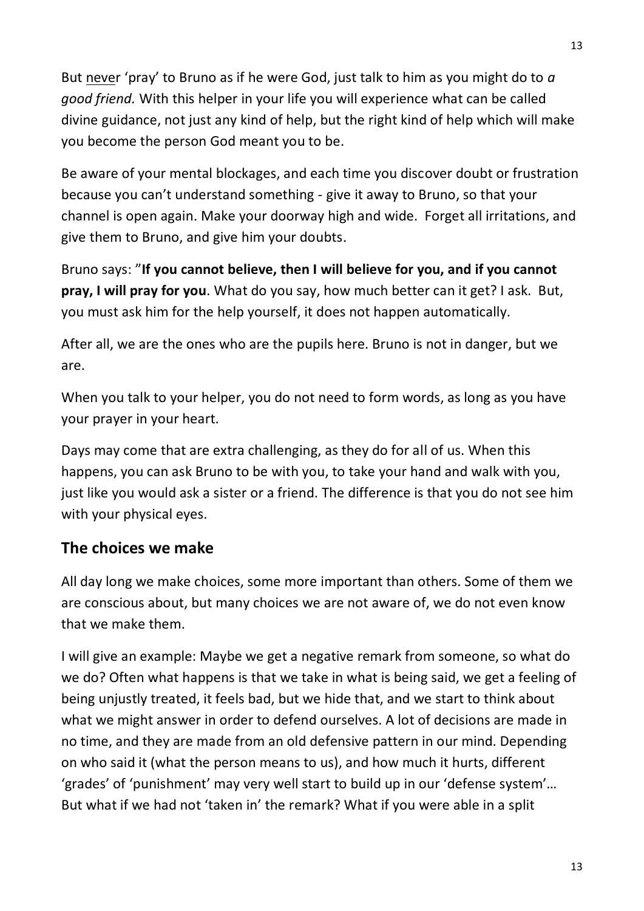But never 'pray' to Bruno as if he were God, just talk to him as you might do to *a good friend.* With this helper in your life you will experience what can be called divine guidance, not just any kind of help, but the right kind of help which will make you become the person God meant you to be.

Be aware of your mental blockages, and each time you discover doubt or frustration because you can't understand something - give it away to Bruno, so that your channel is open again. Make your doorway high and wide. Forget all irritations, and give them to Bruno, and give him your doubts.

Bruno says: "**If you cannot believe, then I will believe for you, and if you cannot pray, I will pray for you**. What do you say, how much better can it get? I ask. But, you must ask him for the help yourself, it does not happen automatically.

After all, we are the ones who are the pupils here. Bruno is not in danger, but we are.

When you talk to your helper, you do not need to form words, as long as you have your prayer in your heart.

Days may come that are extra challenging, as they do for all of us. When this happens, you can ask Bruno to be with you, to take your hand and walk with you, just like you would ask a sister or a friend. The difference is that you do not see him with your physical eyes.

## The choices we make

All day long we make choices, some more important than others. Some of them we are conscious about, but many choices we are not aware of, we do not even know that we make them.

I will give an example: Maybe we get a negative remark from someone, so what do we do? Often what happens is that we take in what is being said, we get a feeling of being unjustly treated, it feels bad, but we hide that, and we start to think about what we might answer in order to defend ourselves. A lot of decisions are made in no time, and they are made from an old defensive pattern in our mind. Depending on who said it (what the person means to us), and how much it hurts, different 'grades' of 'punishment' may very well start to build up in our 'defense system'… But what if we had not 'taken in' the remark? What if you were able in a split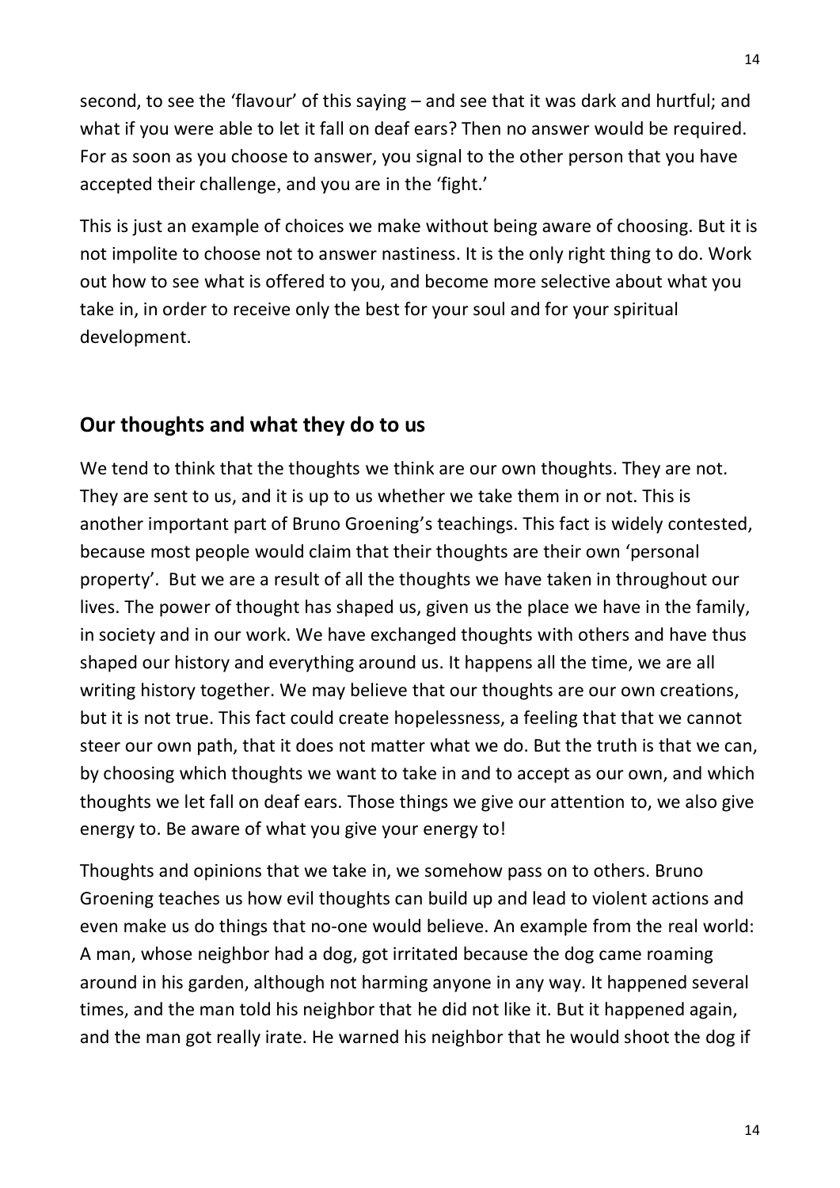second, to see the 'flavour' of this saying – and see that it was dark and hurtful; and what if you were able to let it fall on deaf ears? Then no answer would be required. For as soon as you choose to answer, you signal to the other person that you have accepted their challenge, and you are in the 'fight.'

This is just an example of choices we make without being aware of choosing. But it is not impolite to choose not to answer nastiness. It is the only right thing to do. Work out how to see what is offered to you, and become more selective about what you take in, in order to receive only the best for your soul and for your spiritual development.

## Our thoughts and what they do to us

We tend to think that the thoughts we think are our own thoughts. They are not. They are sent to us, and it is up to us whether we take them in or not. This is another important part of Bruno Groening's teachings. This fact is widely contested, because most people would claim that their thoughts are their own 'personal property'. But we are a result of all the thoughts we have taken in throughout our lives. The power of thought has shaped us, given us the place we have in the family, in society and in our work. We have exchanged thoughts with others and have thus shaped our history and everything around us. It happens all the time, we are all writing history together. We may believe that our thoughts are our own creations, but it is not true. This fact could create hopelessness, a feeling that that we cannot steer our own path, that it does not matter what we do. But the truth is that we can, by choosing which thoughts we want to take in and to accept as our own, and which thoughts we let fall on deaf ears. Those things we give our attention to, we also give energy to. Be aware of what you give your energy to!

Thoughts and opinions that we take in, we somehow pass on to others. Bruno Groening teaches us how evil thoughts can build up and lead to violent actions and even make us do things that no-one would believe. An example from the real world: A man, whose neighbor had a dog, got irritated because the dog came roaming around in his garden, although not harming anyone in any way. It happened several times, and the man told his neighbor that he did not like it. But it happened again, and the man got really irate. He warned his neighbor that he would shoot the dog if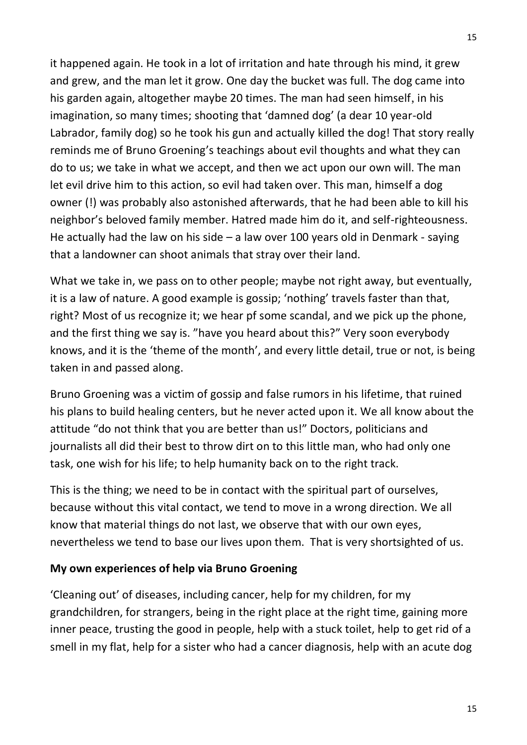it happened again. He took in a lot of irritation and hate through his mind, it grew and grew, and the man let it grow. One day the bucket was full. The dog came into his garden again, altogether maybe 20 times. The man had seen himself, in his imagination, so many times; shooting that 'damned dog' (a dear 10 year-old Labrador, family dog) so he took his gun and actually killed the dog! That story really reminds me of Bruno Groening's teachings about evil thoughts and what they can do to us; we take in what we accept, and then we act upon our own will. The man let evil drive him to this action, so evil had taken over. This man, himself a dog owner (!) was probably also astonished afterwards, that he had been able to kill his neighbor's beloved family member. Hatred made him do it, and self-righteousness. He actually had the law on his side – a law over 100 years old in Denmark - saying that a landowner can shoot animals that stray over their land.

What we take in, we pass on to other people; maybe not right away, but eventually, it is a law of nature. A good example is gossip; 'nothing' travels faster than that, right? Most of us recognize it; we hear pf some scandal, and we pick up the phone, and the first thing we say is. "have you heard about this?" Very soon everybody knows, and it is the 'theme of the month', and every little detail, true or not, is being taken in and passed along.

Bruno Groening was a victim of gossip and false rumors in his lifetime, that ruined his plans to build healing centers, but he never acted upon it. We all know about the attitude "do not think that you are better than us!" Doctors, politicians and journalists all did their best to throw dirt on to this little man, who had only one task, one wish for his life; to help humanity back on to the right track.

This is the thing; we need to be in contact with the spiritual part of ourselves, because without this vital contact, we tend to move in a wrong direction. We all know that material things do not last, we observe that with our own eyes, nevertheless we tend to base our lives upon them. That is very shortsighted of us.

**My own experiences of help via Bruno Groening**

'Cleaning out' of diseases, including cancer, help for my children, for my grandchildren, for strangers, being in the right place at the right time, gaining more inner peace, trusting the good in people, help with a stuck toilet, help to get rid of a smell in my flat, help for a sister who had a cancer diagnosis, help with an acute dog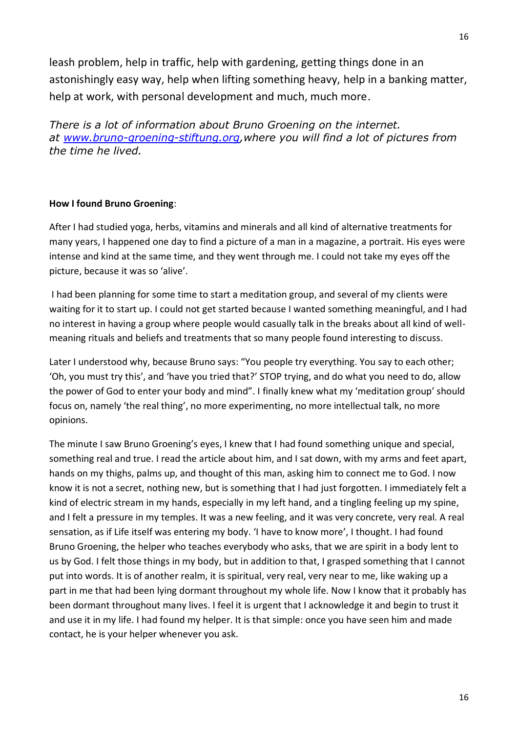leash problem, help in traffic, help with gardening, getting things done in an astonishingly easy way, help when lifting something heavy, help in a banking matter, help at work, with personal development and much, much more.

*There is a lot of information about Bruno Groening on the internet. at [www.bruno-groening-stiftung.org](www.bruno-groening-stiftung.org),where you will find a lot of pictures from the time he lived.*

**How I found Bruno Groening**:

After I had studied yoga, herbs, vitamins and minerals and all kind of alternative treatments for many years, I happened one day to find a picture of a man in a magazine, a portrait. His eyes were intense and kind at the same time, and they went through me. I could not take my eyes off the picture, because it was so 'alive'.

I had been planning for some time to start a meditation group, and several of my clients were waiting for it to start up. I could not get started because I wanted something meaningful, and I had no interest in having a group where people would casually talk in the breaks about all kind of well-meaning rituals and beliefs and treatments that so many people found interesting to discuss.

Later I understood why, because Bruno says: "You people try everything. You say to each other; 'Oh, you must try this', and 'have you tried that?' STOP trying, and do what you need to do, allow the power of God to enter your body and mind". I finally knew what my 'meditation group' should focus on, namely 'the real thing', no more experimenting, no more intellectual talk, no more opinions.

The minute I saw Bruno Groening's eyes, I knew that I had found something unique and special, something real and true. I read the article about him, and I sat down, with my arms and feet apart, hands on my thighs, palms up, and thought of this man, asking him to connect me to God. I now know it is not a secret, nothing new, but is something that I had just forgotten. I immediately felt a kind of electric stream in my hands, especially in my left hand, and a tingling feeling up my spine, and I felt a pressure in my temples. It was a new feeling, and it was very concrete, very real. A real sensation, as if Life itself was entering my body. 'I have to know more', I thought. I had found Bruno Groening, the helper who teaches everybody who asks, that we are spirit in a body lent to us by God. I felt those things in my body, but in addition to that, I grasped something that I cannot put into words. It is of another realm, it is spiritual, very real, very near to me, like waking up a part in me that had been lying dormant throughout my whole life. Now I know that it probably has been dormant throughout many lives. I feel it is urgent that I acknowledge it and begin to trust it and use it in my life. I had found my helper. It is that simple: once you have seen him and made contact, he is your helper whenever you ask.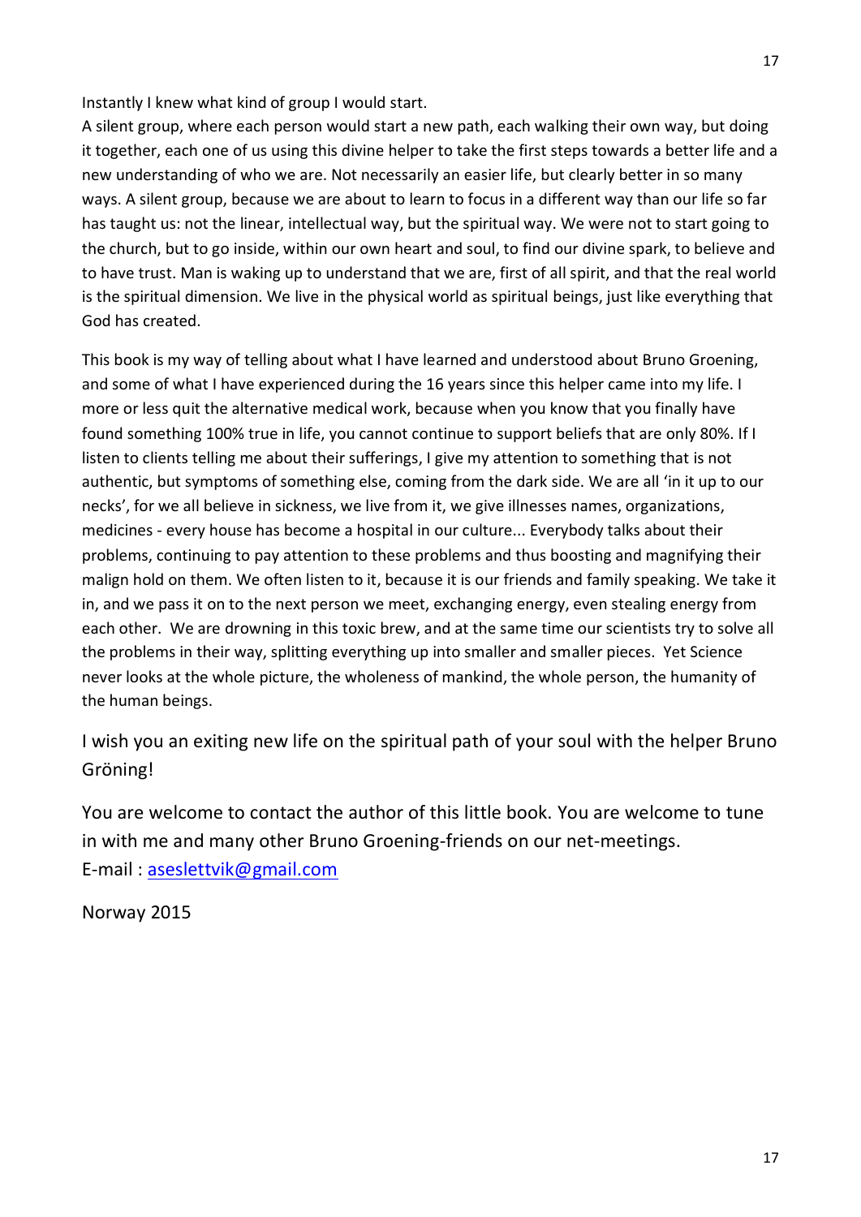Instantly I knew what kind of group I would start.

A silent group, where each person would start a new path, each walking their own way, but doing it together, each one of us using this divine helper to take the first steps towards a better life and a new understanding of who we are. Not necessarily an easier life, but clearly better in so many ways. A silent group, because we are about to learn to focus in a different way than our life so far has taught us: not the linear, intellectual way, but the spiritual way. We were not to start going to the church, but to go inside, within our own heart and soul, to find our divine spark, to believe and to have trust. Man is waking up to understand that we are, first of all spirit, and that the real world is the spiritual dimension. We live in the physical world as spiritual beings, just like everything that God has created.

This book is my way of telling about what I have learned and understood about Bruno Groening, and some of what I have experienced during the 16 years since this helper came into my life. I more or less quit the alternative medical work, because when you know that you finally have found something 100% true in life, you cannot continue to support beliefs that are only 80%. If I listen to clients telling me about their sufferings, I give my attention to something that is not authentic, but symptoms of something else, coming from the dark side. We are all 'in it up to our necks', for we all believe in sickness, we live from it, we give illnesses names, organizations, medicines - every house has become a hospital in our culture... Everybody talks about their problems, continuing to pay attention to these problems and thus boosting and magnifying their malign hold on them. We often listen to it, because it is our friends and family speaking. We take it in, and we pass it on to the next person we meet, exchanging energy, even stealing energy from each other. We are drowning in this toxic brew, and at the same time our scientists try to solve all the problems in their way, splitting everything up into smaller and smaller pieces. Yet Science never looks at the whole picture, the wholeness of mankind, the whole person, the humanity of the human beings.

I wish you an exiting new life on the spiritual path of your soul with the helper Bruno Gröning!

You are welcome to contact the author of this little book. You are welcome to tune in with me and many other Bruno Groening-friends on our net-meetings.
E-mail : aseslettvik@gmail.com

Norway 2015